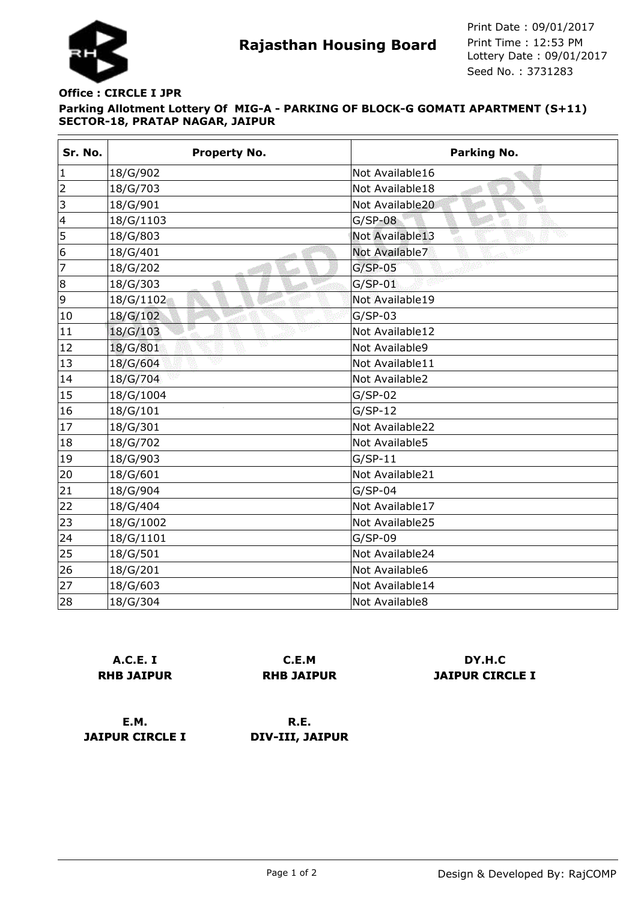# Rajasthan Housing Board

Print Date : 09/01/2017
Print Time : 12:53 PM
Lottery Date : 09/01/2017
Seed No. : 3731283

**Office : CIRCLE I JPR**

**Parking Allotment Lottery Of MIG-A - PARKING OF BLOCK-G GOMATI APARTMENT (S+11) SECTOR-18, PRATAP NAGAR, JAIPUR**

| Sr. No. | Property No. | Parking No. |
|---|---|---|
| 1 | 18/G/902 | Not Available16 |
| 2 | 18/G/703 | Not Available18 |
| 3 | 18/G/901 | Not Available20 |
| 4 | 18/G/1103 | G/SP-08 |
| 5 | 18/G/803 | Not Available13 |
| 6 | 18/G/401 | Not Available7 |
| 7 | 18/G/202 | G/SP-05 |
| 8 | 18/G/303 | G/SP-01 |
| 9 | 18/G/1102 | Not Available19 |
| 10 | 18/G/102 | G/SP-03 |
| 11 | 18/G/103 | Not Available12 |
| 12 | 18/G/801 | Not Available9 |
| 13 | 18/G/604 | Not Available11 |
| 14 | 18/G/704 | Not Available2 |
| 15 | 18/G/1004 | G/SP-02 |
| 16 | 18/G/101 | G/SP-12 |
| 17 | 18/G/301 | Not Available22 |
| 18 | 18/G/702 | Not Available5 |
| 19 | 18/G/903 | G/SP-11 |
| 20 | 18/G/601 | Not Available21 |
| 21 | 18/G/904 | G/SP-04 |
| 22 | 18/G/404 | Not Available17 |
| 23 | 18/G/1002 | Not Available25 |
| 24 | 18/G/1101 | G/SP-09 |
| 25 | 18/G/501 | Not Available24 |
| 26 | 18/G/201 | Not Available6 |
| 27 | 18/G/603 | Not Available14 |
| 28 | 18/G/304 | Not Available8 |

**A.C.E. I**
**RHB JAIPUR**

**C.E.M**
**RHB JAIPUR**

**DY.H.C**
**JAIPUR CIRCLE I**

**E.M.**
**JAIPUR CIRCLE I**

**R.E.**
**DIV-III, JAIPUR**

Design & Developed By: RajCOMP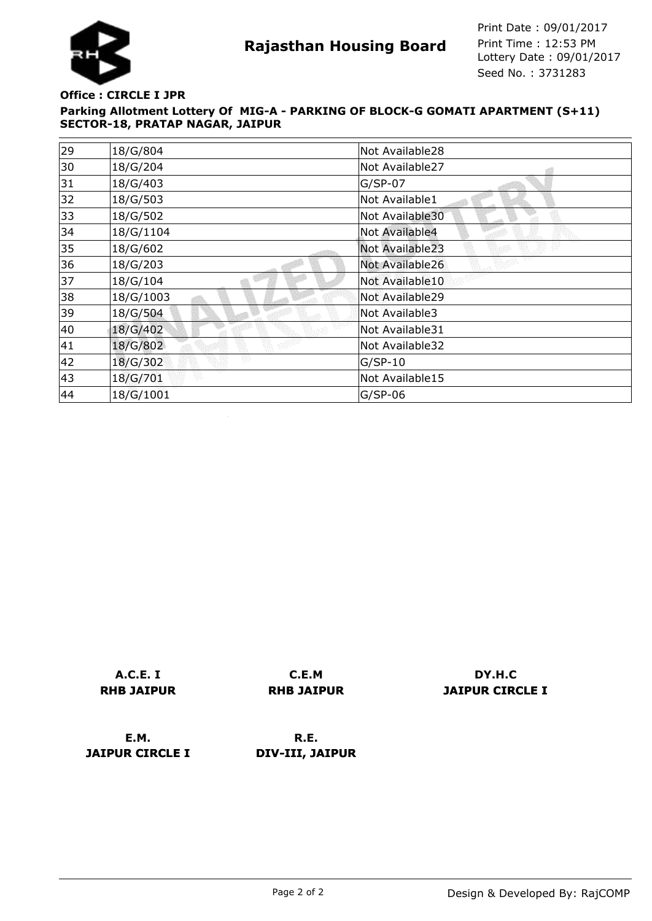**Rajasthan Housing Board**

Print Date : 09/01/2017
Print Time : 12:53 PM
Lottery Date : 09/01/2017
Seed No. : 3731283

**Office : CIRCLE I JPR**

**Parking Allotment Lottery Of MIG-A - PARKING OF BLOCK-G GOMATI APARTMENT (S+11) SECTOR-18, PRATAP NAGAR, JAIPUR**

| | | |
|---|---|---|
| 29 | 18/G/804 | Not Available28 |
| 30 | 18/G/204 | Not Available27 |
| 31 | 18/G/403 | G/SP-07 |
| 32 | 18/G/503 | Not Available1 |
| 33 | 18/G/502 | Not Available30 |
| 34 | 18/G/1104 | Not Available4 |
| 35 | 18/G/602 | Not Available23 |
| 36 | 18/G/203 | Not Available26 |
| 37 | 18/G/104 | Not Available10 |
| 38 | 18/G/1003 | Not Available29 |
| 39 | 18/G/504 | Not Available3 |
| 40 | 18/G/402 | Not Available31 |
| 41 | 18/G/802 | Not Available32 |
| 42 | 18/G/302 | G/SP-10 |
| 43 | 18/G/701 | Not Available15 |
| 44 | 18/G/1001 | G/SP-06 |

**A.C.E. I**
**RHB JAIPUR**

**C.E.M**
**RHB JAIPUR**

**DY.H.C**
**JAIPUR CIRCLE I**

**E.M.**
**JAIPUR CIRCLE I**

**R.E.**
**DIV-III, JAIPUR**

Design & Developed By: RajCOMP